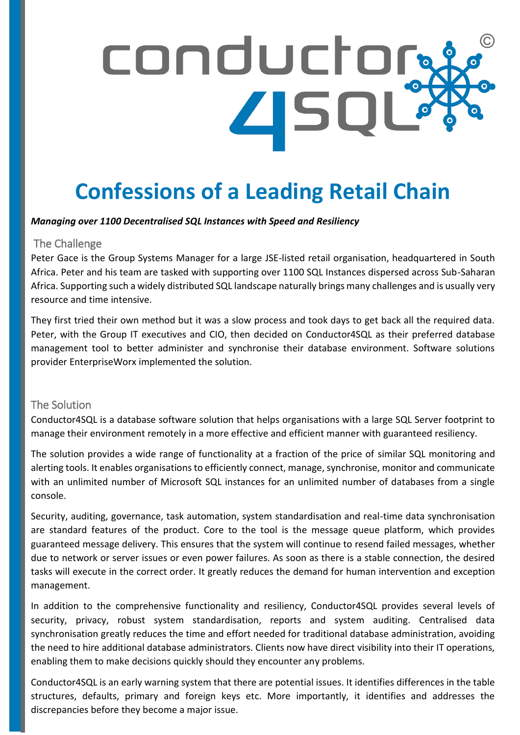# Confessions of a Leading Retail Chain

***Managing over 1100 Decentralised SQL Instances with Speed and Resiliency***

## The Challenge

Peter Gace is the Group Systems Manager for a large JSE-listed retail organisation, headquartered in South Africa. Peter and his team are tasked with supporting over 1100 SQL Instances dispersed across Sub-Saharan Africa. Supporting such a widely distributed SQL landscape naturally brings many challenges and is usually very resource and time intensive.

They first tried their own method but it was a slow process and took days to get back all the required data. Peter, with the Group IT executives and CIO, then decided on Conductor4SQL as their preferred database management tool to better administer and synchronise their database environment. Software solutions provider EnterpriseWorx implemented the solution.

## The Solution

Conductor4SQL is a database software solution that helps organisations with a large SQL Server footprint to manage their environment remotely in a more effective and efficient manner with guaranteed resiliency.

The solution provides a wide range of functionality at a fraction of the price of similar SQL monitoring and alerting tools. It enables organisations to efficiently connect, manage, synchronise, monitor and communicate with an unlimited number of Microsoft SQL instances for an unlimited number of databases from a single console.

Security, auditing, governance, task automation, system standardisation and real-time data synchronisation are standard features of the product. Core to the tool is the message queue platform, which provides guaranteed message delivery. This ensures that the system will continue to resend failed messages, whether due to network or server issues or even power failures. As soon as there is a stable connection, the desired tasks will execute in the correct order. It greatly reduces the demand for human intervention and exception management.

In addition to the comprehensive functionality and resiliency, Conductor4SQL provides several levels of security, privacy, robust system standardisation, reports and system auditing. Centralised data synchronisation greatly reduces the time and effort needed for traditional database administration, avoiding the need to hire additional database administrators. Clients now have direct visibility into their IT operations, enabling them to make decisions quickly should they encounter any problems.

Conductor4SQL is an early warning system that there are potential issues. It identifies differences in the table structures, defaults, primary and foreign keys etc. More importantly, it identifies and addresses the discrepancies before they become a major issue.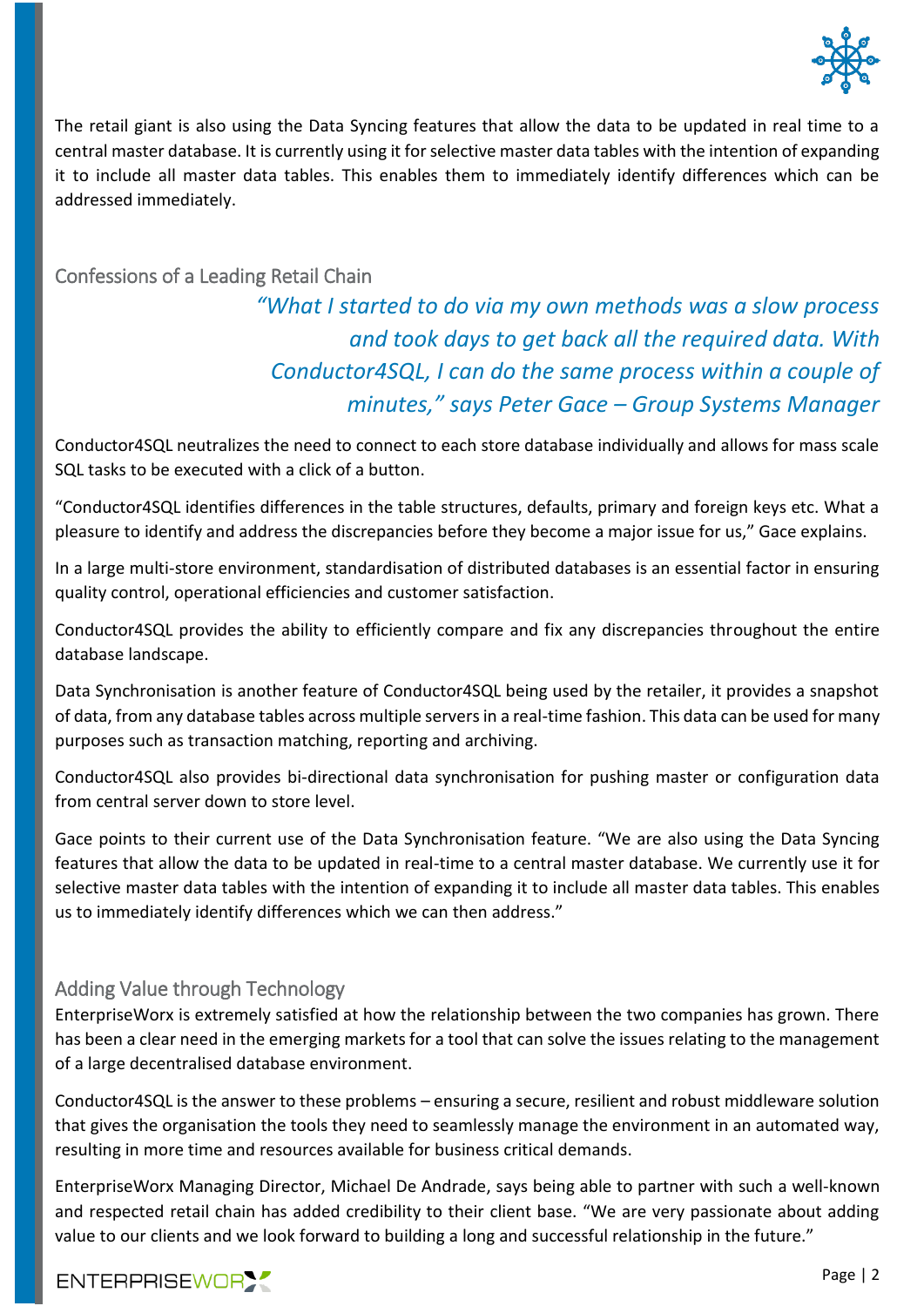The retail giant is also using the Data Syncing features that allow the data to be updated in real time to a central master database. It is currently using it for selective master data tables with the intention of expanding it to include all master data tables. This enables them to immediately identify differences which can be addressed immediately.

## Confessions of a Leading Retail Chain

> *"What I started to do via my own methods was a slow process and took days to get back all the required data. With Conductor4SQL, I can do the same process within a couple of minutes," says Peter Gace – Group Systems Manager*

Conductor4SQL neutralizes the need to connect to each store database individually and allows for mass scale SQL tasks to be executed with a click of a button.

"Conductor4SQL identifies differences in the table structures, defaults, primary and foreign keys etc. What a pleasure to identify and address the discrepancies before they become a major issue for us," Gace explains.

In a large multi-store environment, standardisation of distributed databases is an essential factor in ensuring quality control, operational efficiencies and customer satisfaction.

Conductor4SQL provides the ability to efficiently compare and fix any discrepancies throughout the entire database landscape.

Data Synchronisation is another feature of Conductor4SQL being used by the retailer, it provides a snapshot of data, from any database tables across multiple servers in a real-time fashion. This data can be used for many purposes such as transaction matching, reporting and archiving.

Conductor4SQL also provides bi-directional data synchronisation for pushing master or configuration data from central server down to store level.

Gace points to their current use of the Data Synchronisation feature. "We are also using the Data Syncing features that allow the data to be updated in real-time to a central master database. We currently use it for selective master data tables with the intention of expanding it to include all master data tables. This enables us to immediately identify differences which we can then address."

## Adding Value through Technology

EnterpriseWorx is extremely satisfied at how the relationship between the two companies has grown. There has been a clear need in the emerging markets for a tool that can solve the issues relating to the management of a large decentralised database environment.

Conductor4SQL is the answer to these problems – ensuring a secure, resilient and robust middleware solution that gives the organisation the tools they need to seamlessly manage the environment in an automated way, resulting in more time and resources available for business critical demands.

EnterpriseWorx Managing Director, Michael De Andrade, says being able to partner with such a well-known and respected retail chain has added credibility to their client base. "We are very passionate about adding value to our clients and we look forward to building a long and successful relationship in the future."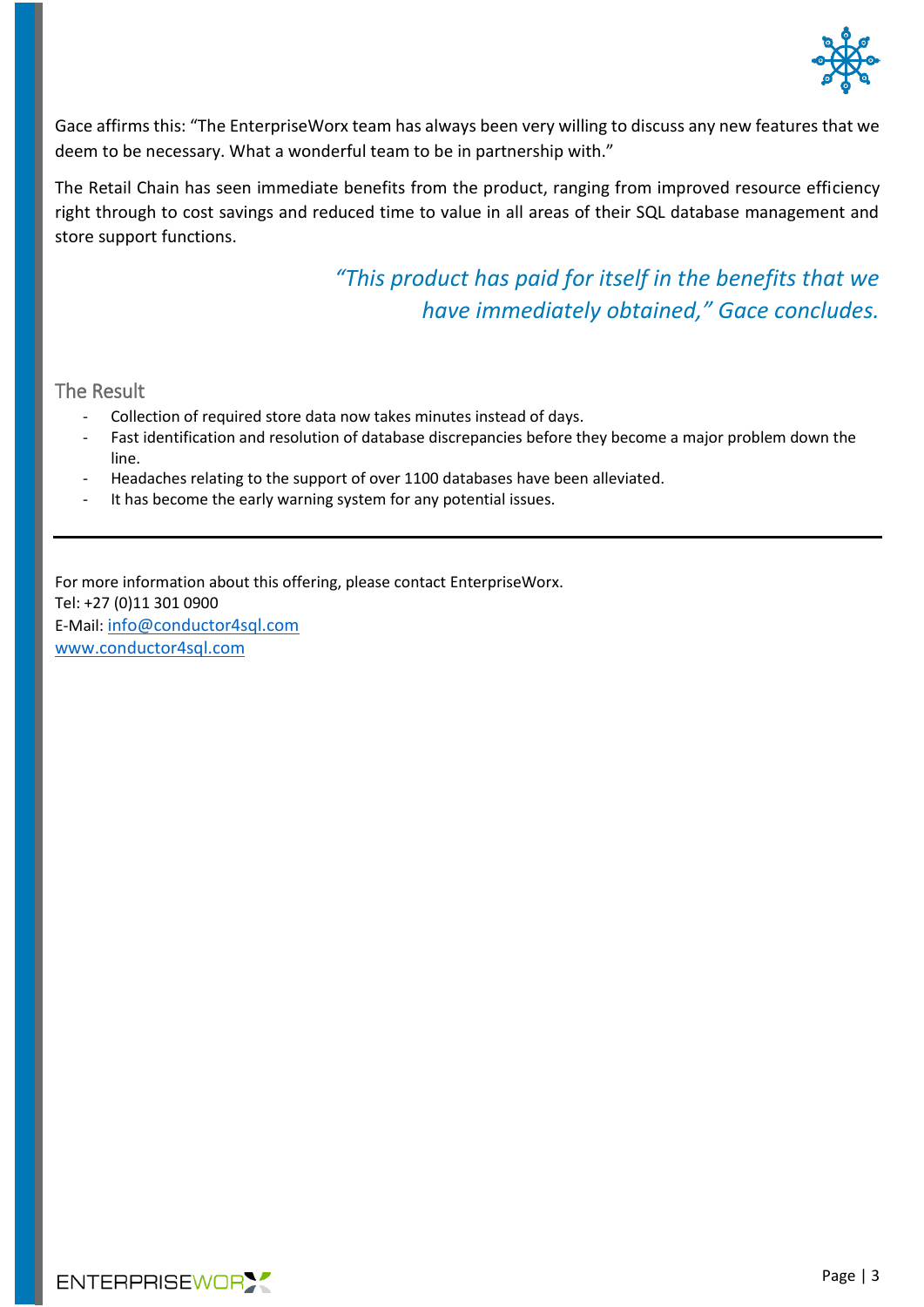Gace affirms this: "The EnterpriseWorx team has always been very willing to discuss any new features that we deem to be necessary. What a wonderful team to be in partnership with."

The Retail Chain has seen immediate benefits from the product, ranging from improved resource efficiency right through to cost savings and reduced time to value in all areas of their SQL database management and store support functions.

> *"This product has paid for itself in the benefits that we have immediately obtained," Gace concludes.*

## The Result

- Collection of required store data now takes minutes instead of days.
- Fast identification and resolution of database discrepancies before they become a major problem down the line.
- Headaches relating to the support of over 1100 databases have been alleviated.
- It has become the early warning system for any potential issues.

---

For more information about this offering, please contact EnterpriseWorx.
Tel: +27 (0)11 301 0900
E-Mail: info@conductor4sql.com
www.conductor4sql.com